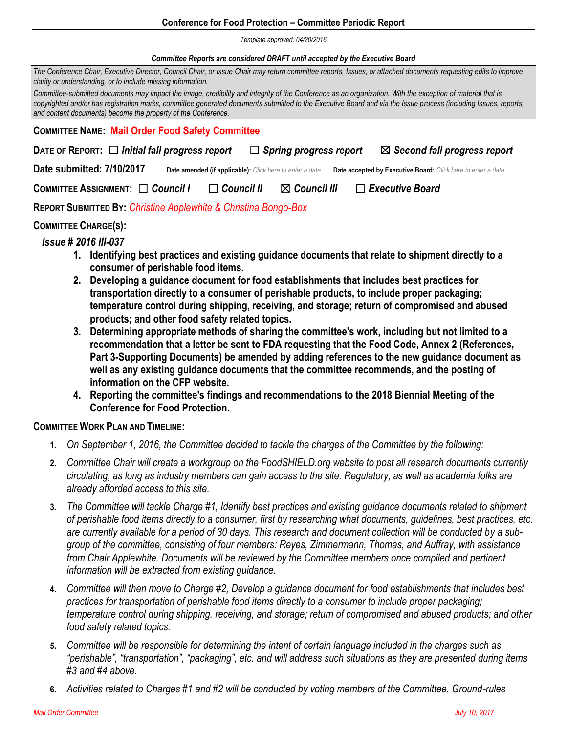**Conference for Food Protection – Committee Periodic Report**

*Template approved: 04/20/2016*

***Committee Reports are considered DRAFT until accepted by the Executive Board***

*The Conference Chair, Executive Director, Council Chair, or Issue Chair may return committee reports, Issues, or attached documents requesting edits to improve clarity or understanding, or to include missing information.*

*Committee-submitted documents may impact the image, credibility and integrity of the Conference as an organization. With the exception of material that is copyrighted and/or has registration marks, committee generated documents submitted to the Executive Board and via the Issue process (including Issues, reports, and content documents) become the property of the Conference.*

**COMMITTEE NAME:** Mail Order Food Safety Committee

**DATE OF REPORT:** ☐ *Initial fall progress report* ☐ *Spring progress report* ☒ *Second fall progress report*

**Date submitted: 7/10/2017** **Date amended (if applicable):** Click here to enter a date. **Date accepted by Executive Board:** Click here to enter a date.

**COMMITTEE ASSIGNMENT:** ☐ *Council I* ☐ *Council II* ☒ *Council III* ☐ *Executive Board*

**REPORT SUBMITTED BY:** *Christine Applewhite & Christina Bongo-Box*

**COMMITTEE CHARGE(S):**

***Issue # 2016 III-037***

1. **Identifying best practices and existing guidance documents that relate to shipment directly to a consumer of perishable food items.**
2. **Developing a guidance document for food establishments that includes best practices for transportation directly to a consumer of perishable products, to include proper packaging; temperature control during shipping, receiving, and storage; return of compromised and abused products; and other food safety related topics.**
3. **Determining appropriate methods of sharing the committee's work, including but not limited to a recommendation that a letter be sent to FDA requesting that the Food Code, Annex 2 (References, Part 3-Supporting Documents) be amended by adding references to the new guidance document as well as any existing guidance documents that the committee recommends, and the posting of information on the CFP website.**
4. **Reporting the committee's findings and recommendations to the 2018 Biennial Meeting of the Conference for Food Protection.**

**COMMITTEE WORK PLAN AND TIMELINE:**

1. *On September 1, 2016, the Committee decided to tackle the charges of the Committee by the following:*
2. *Committee Chair will create a workgroup on the FoodSHIELD.org website to post all research documents currently circulating, as long as industry members can gain access to the site. Regulatory, as well as academia folks are already afforded access to this site.*
3. *The Committee will tackle Charge #1, Identify best practices and existing guidance documents related to shipment of perishable food items directly to a consumer, first by researching what documents, guidelines, best practices, etc. are currently available for a period of 30 days. This research and document collection will be conducted by a sub-group of the committee, consisting of four members: Reyes, Zimmermann, Thomas, and Auffray, with assistance from Chair Applewhite. Documents will be reviewed by the Committee members once compiled and pertinent information will be extracted from existing guidance.*
4. *Committee will then move to Charge #2, Develop a guidance document for food establishments that includes best practices for transportation of perishable food items directly to a consumer to include proper packaging; temperature control during shipping, receiving, and storage; return of compromised and abused products; and other food safety related topics.*
5. *Committee will be responsible for determining the intent of certain language included in the charges such as "perishable", "transportation", "packaging", etc. and will address such situations as they are presented during items #3 and #4 above.*
6. *Activities related to Charges #1 and #2 will be conducted by voting members of the Committee. Ground-rules*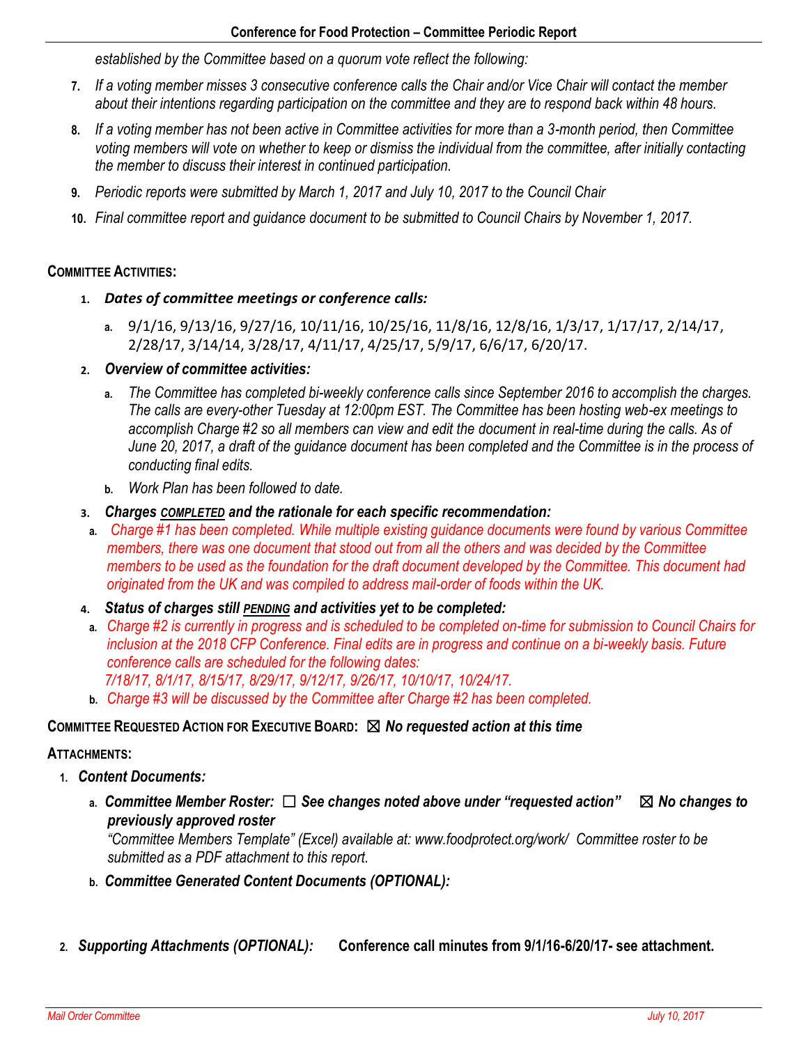*established by the Committee based on a quorum vote reflect the following:*

7. *If a voting member misses 3 consecutive conference calls the Chair and/or Vice Chair will contact the member about their intentions regarding participation on the committee and they are to respond back within 48 hours.*
8. *If a voting member has not been active in Committee activities for more than a 3-month period, then Committee voting members will vote on whether to keep or dismiss the individual from the committee, after initially contacting the member to discuss their interest in continued participation.*
9. *Periodic reports were submitted by March 1, 2017 and July 10, 2017 to the Council Chair*
10. *Final committee report and guidance document to be submitted to Council Chairs by November 1, 2017.*

**COMMITTEE ACTIVITIES:**

1. ***Dates of committee meetings or conference calls:***
   a. 9/1/16, 9/13/16, 9/27/16, 10/11/16, 10/25/16, 11/8/16, 12/8/16, 1/3/17, 1/17/17, 2/14/17, 2/28/17, 3/14/14, 3/28/17, 4/11/17, 4/25/17, 5/9/17, 6/6/17, 6/20/17.
2. ***Overview of committee activities:***
   a. *The Committee has completed bi-weekly conference calls since September 2016 to accomplish the charges. The calls are every-other Tuesday at 12:00pm EST. The Committee has been hosting web-ex meetings to accomplish Charge #2 so all members can view and edit the document in real-time during the calls. As of June 20, 2017, a draft of the guidance document has been completed and the Committee is in the process of conducting final edits.*
   b. *Work Plan has been followed to date.*
3. ***Charges COMPLETED and the rationale for each specific recommendation:***
   a. *Charge #1 has been completed. While multiple existing guidance documents were found by various Committee members, there was one document that stood out from all the others and was decided by the Committee members to be used as the foundation for the draft document developed by the Committee. This document had originated from the UK and was compiled to address mail-order of foods within the UK.*
4. ***Status of charges still PENDING and activities yet to be completed:***
   a. *Charge #2 is currently in progress and is scheduled to be completed on-time for submission to Council Chairs for inclusion at the 2018 CFP Conference. Final edits are in progress and continue on a bi-weekly basis. Future conference calls are scheduled for the following dates:*
   *7/18/17, 8/1/17, 8/15/17, 8/29/17, 9/12/17, 9/26/17, 10/10/17, 10/24/17.*
   b. *Charge #3 will be discussed by the Committee after Charge #2 has been completed.*

**COMMITTEE REQUESTED ACTION FOR EXECUTIVE BOARD:** ☒ ***No requested action at this time***

**ATTACHMENTS:**

1. ***Content Documents:***
   a. ***Committee Member Roster:*** ☐ ***See changes noted above under "requested action"*** ☒ ***No changes to previously approved roster***
   *"Committee Members Template" (Excel) available at: www.foodprotect.org/work/ Committee roster to be submitted as a PDF attachment to this report.*
   b. ***Committee Generated Content Documents (OPTIONAL):***
2. ***Supporting Attachments (OPTIONAL):*** **Conference call minutes from 9/1/16-6/20/17- see attachment.**